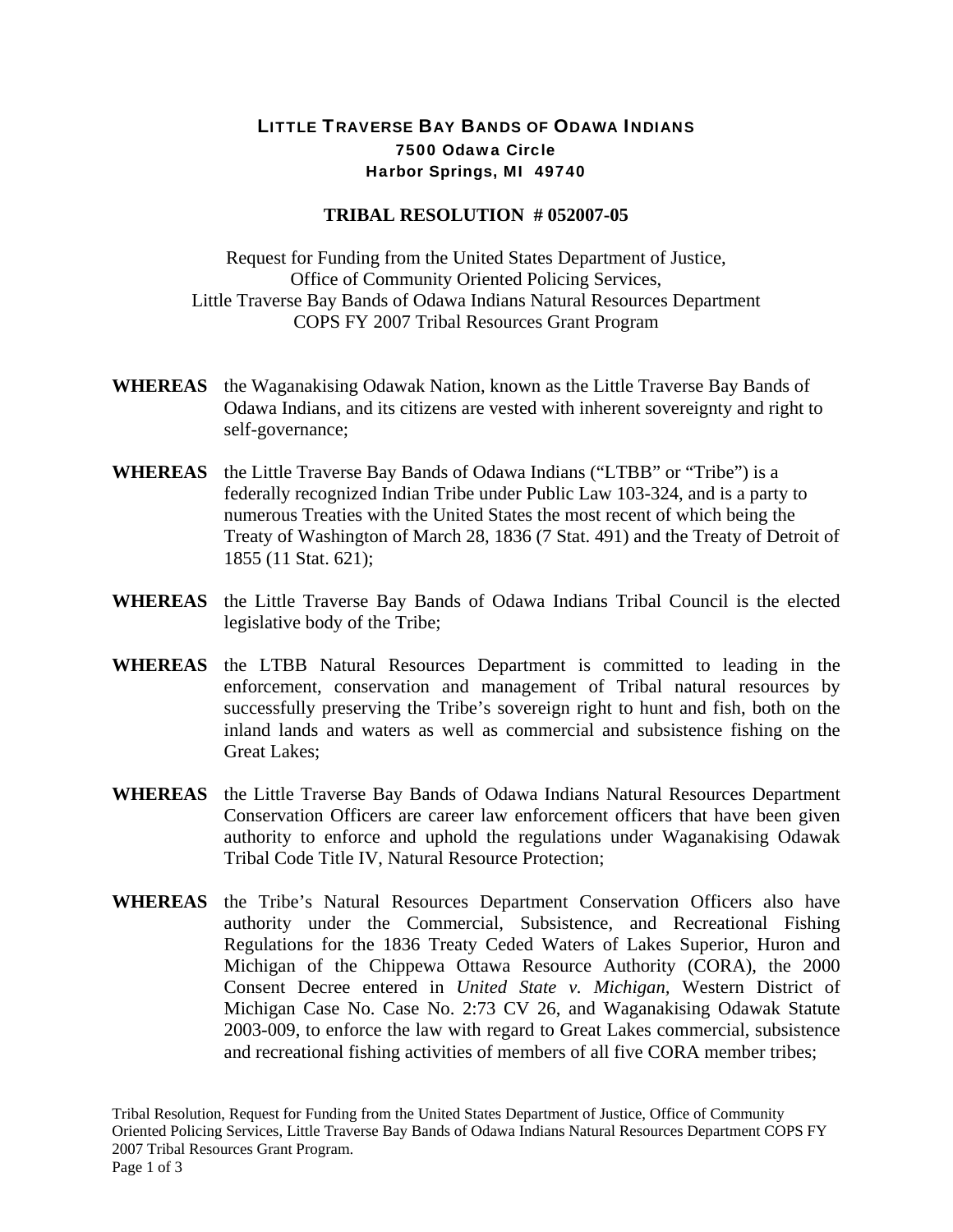# LITTLE TRAVERSE BAY BANDS OF ODAWA INDIANS

**7500 Odawa Circle**
**Harbor Springs, MI 49740**

## TRIBAL RESOLUTION # 052007-05

Request for Funding from the United States Department of Justice,
Office of Community Oriented Policing Services,
Little Traverse Bay Bands of Odawa Indians Natural Resources Department
COPS FY 2007 Tribal Resources Grant Program

**WHEREAS** the Waganakising Odawak Nation, known as the Little Traverse Bay Bands of Odawa Indians, and its citizens are vested with inherent sovereignty and right to self-governance;

**WHEREAS** the Little Traverse Bay Bands of Odawa Indians ("LTBB" or "Tribe") is a federally recognized Indian Tribe under Public Law 103-324, and is a party to numerous Treaties with the United States the most recent of which being the Treaty of Washington of March 28, 1836 (7 Stat. 491) and the Treaty of Detroit of 1855 (11 Stat. 621);

**WHEREAS** the Little Traverse Bay Bands of Odawa Indians Tribal Council is the elected legislative body of the Tribe;

**WHEREAS** the LTBB Natural Resources Department is committed to leading in the enforcement, conservation and management of Tribal natural resources by successfully preserving the Tribe's sovereign right to hunt and fish, both on the inland lands and waters as well as commercial and subsistence fishing on the Great Lakes;

**WHEREAS** the Little Traverse Bay Bands of Odawa Indians Natural Resources Department Conservation Officers are career law enforcement officers that have been given authority to enforce and uphold the regulations under Waganakising Odawak Tribal Code Title IV, Natural Resource Protection;

**WHEREAS** the Tribe's Natural Resources Department Conservation Officers also have authority under the Commercial, Subsistence, and Recreational Fishing Regulations for the 1836 Treaty Ceded Waters of Lakes Superior, Huron and Michigan of the Chippewa Ottawa Resource Authority (CORA), the 2000 Consent Decree entered in *United State v. Michigan*, Western District of Michigan Case No. Case No. 2:73 CV 26, and Waganakising Odawak Statute 2003-009, to enforce the law with regard to Great Lakes commercial, subsistence and recreational fishing activities of members of all five CORA member tribes;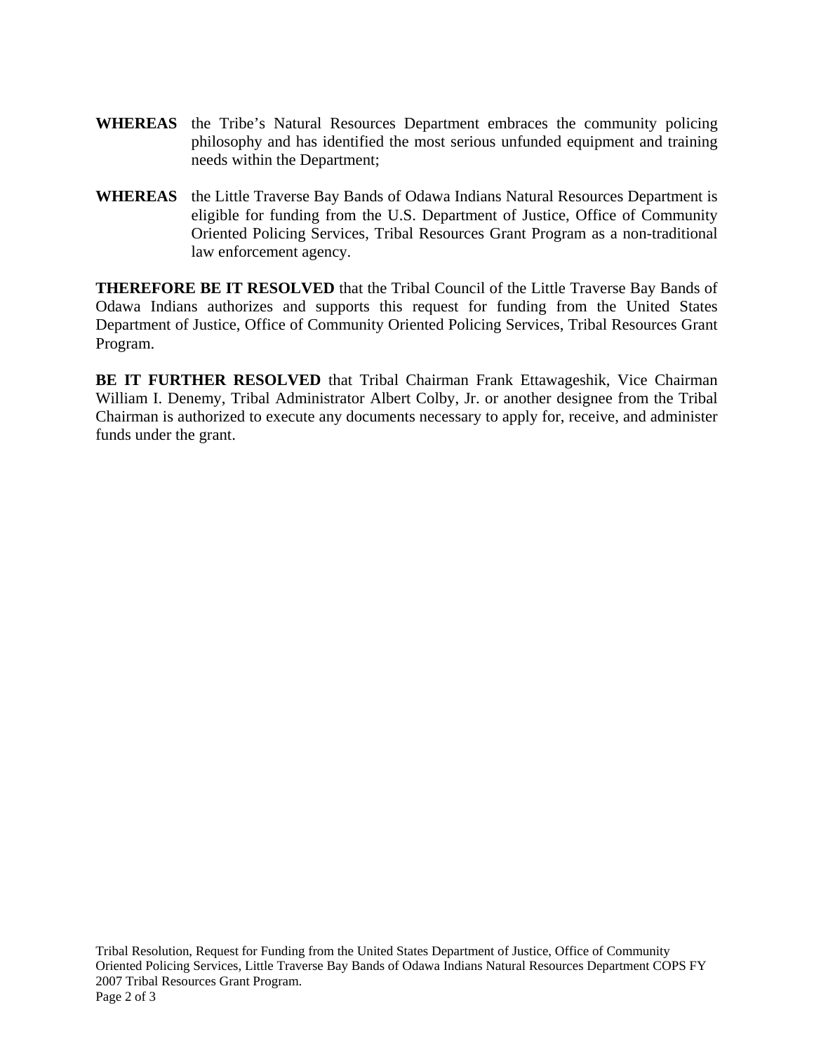**WHEREAS** the Tribe's Natural Resources Department embraces the community policing philosophy and has identified the most serious unfunded equipment and training needs within the Department;

**WHEREAS** the Little Traverse Bay Bands of Odawa Indians Natural Resources Department is eligible for funding from the U.S. Department of Justice, Office of Community Oriented Policing Services, Tribal Resources Grant Program as a non-traditional law enforcement agency.

**THEREFORE BE IT RESOLVED** that the Tribal Council of the Little Traverse Bay Bands of Odawa Indians authorizes and supports this request for funding from the United States Department of Justice, Office of Community Oriented Policing Services, Tribal Resources Grant Program.

**BE IT FURTHER RESOLVED** that Tribal Chairman Frank Ettawageshik, Vice Chairman William I. Denemy, Tribal Administrator Albert Colby, Jr. or another designee from the Tribal Chairman is authorized to execute any documents necessary to apply for, receive, and administer funds under the grant.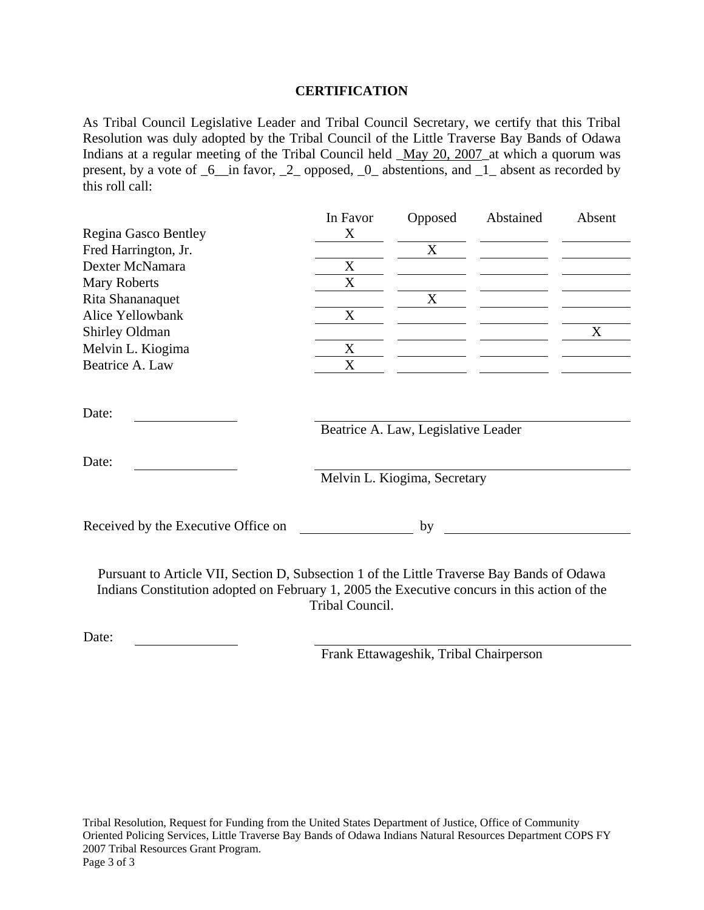**CERTIFICATION**

As Tribal Council Legislative Leader and Tribal Council Secretary, we certify that this Tribal Resolution was duly adopted by the Tribal Council of the Little Traverse Bay Bands of Odawa Indians at a regular meeting of the Tribal Council held _May 20, 2007_ at which a quorum was present, by a vote of _6__in favor, _2_ opposed, _0_ abstentions, and _1_ absent as recorded by this roll call:

| | In Favor | Opposed | Abstained | Absent |
|---|---|---|---|---|
| Regina Gasco Bentley | X | | | |
| Fred Harrington, Jr. | | X | | |
| Dexter McNamara | X | | | |
| Mary Roberts | X | | | |
| Rita Shananaquet | | X | | |
| Alice Yellowbank | X | | | |
| Shirley Oldman | | | | X |
| Melvin L. Kiogima | X | | | |
| Beatrice A. Law | X | | | |

Date: ______________ ________________________________

Beatrice A. Law, Legislative Leader

Date: ______________ ________________________________

Melvin L. Kiogima, Secretary

Received by the Executive Office on ______________ by ________________________

Pursuant to Article VII, Section D, Subsection 1 of the Little Traverse Bay Bands of Odawa Indians Constitution adopted on February 1, 2005 the Executive concurs in this action of the Tribal Council.

Date: ______________ ________________________________

Frank Ettawageshik, Tribal Chairperson

Tribal Resolution, Request for Funding from the United States Department of Justice, Office of Community Oriented Policing Services, Little Traverse Bay Bands of Odawa Indians Natural Resources Department COPS FY 2007 Tribal Resources Grant Program.